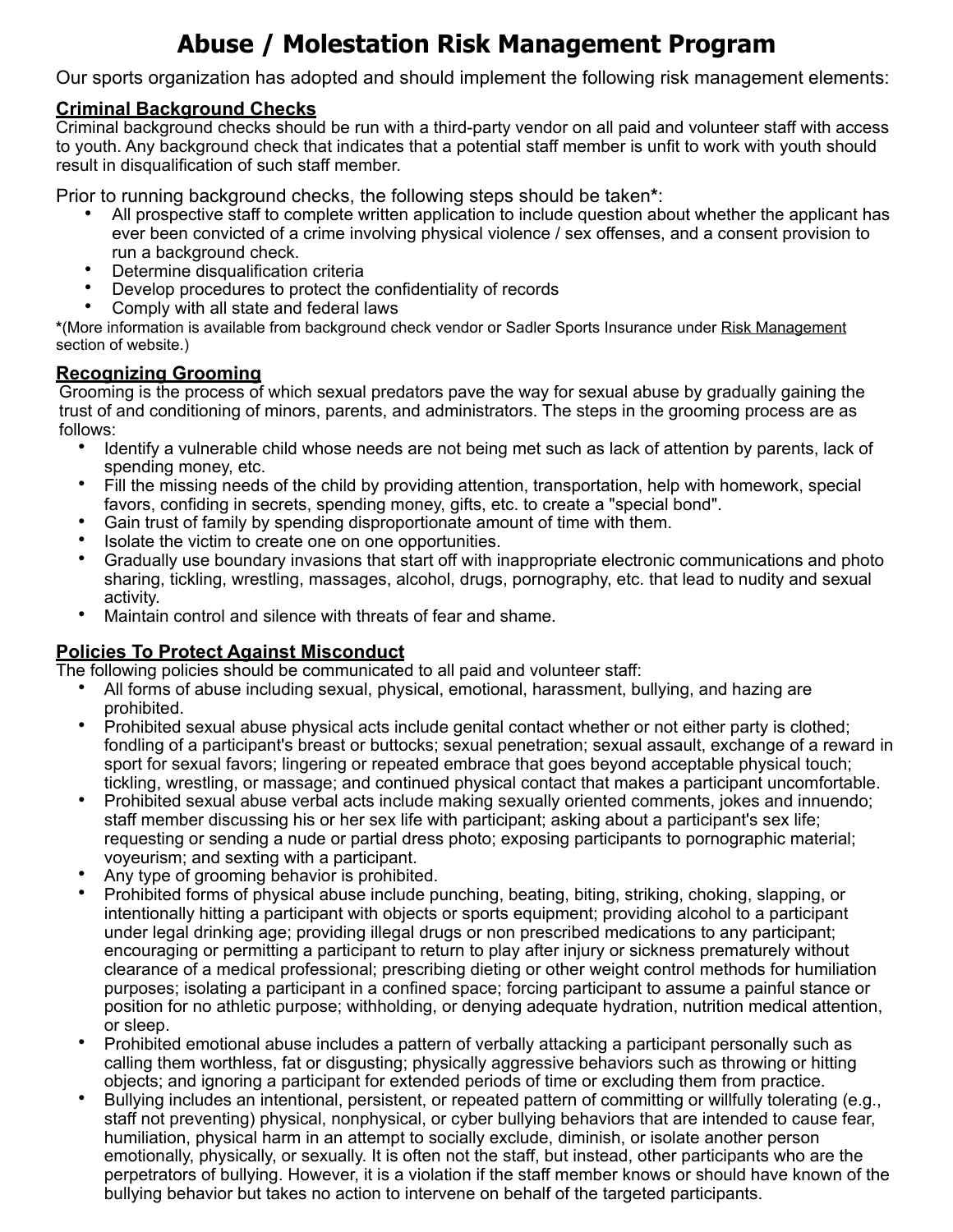# Abuse / Molestation Risk Management Program

Our sports organization has adopted and should implement the following risk management elements:

## Criminal Background Checks

Criminal background checks should be run with a third-party vendor on all paid and volunteer staff with access to youth. Any background check that indicates that a potential staff member is unfit to work with youth should result in disqualification of such staff member.

Prior to running background checks, the following steps should be taken*:

- All prospective staff to complete written application to include question about whether the applicant has ever been convicted of a crime involving physical violence / sex offenses, and a consent provision to run a background check.
- Determine disqualification criteria
- Develop procedures to protect the confidentiality of records
- Comply with all state and federal laws

*(More information is available from background check vendor or Sadler Sports Insurance under Risk Management section of website.)

## Recognizing Grooming

Grooming is the process of which sexual predators pave the way for sexual abuse by gradually gaining the trust of and conditioning of minors, parents, and administrators. The steps in the grooming process are as follows:

- Identify a vulnerable child whose needs are not being met such as lack of attention by parents, lack of spending money, etc.
- Fill the missing needs of the child by providing attention, transportation, help with homework, special favors, confiding in secrets, spending money, gifts, etc. to create a "special bond".
- Gain trust of family by spending disproportionate amount of time with them.
- Isolate the victim to create one on one opportunities.
- Gradually use boundary invasions that start off with inappropriate electronic communications and photo sharing, tickling, wrestling, massages, alcohol, drugs, pornography, etc. that lead to nudity and sexual activity.
- Maintain control and silence with threats of fear and shame.

## Policies To Protect Against Misconduct

The following policies should be communicated to all paid and volunteer staff:

- All forms of abuse including sexual, physical, emotional, harassment, bullying, and hazing are prohibited.
- Prohibited sexual abuse physical acts include genital contact whether or not either party is clothed; fondling of a participant's breast or buttocks; sexual penetration; sexual assault, exchange of a reward in sport for sexual favors; lingering or repeated embrace that goes beyond acceptable physical touch; tickling, wrestling, or massage; and continued physical contact that makes a participant uncomfortable.
- Prohibited sexual abuse verbal acts include making sexually oriented comments, jokes and innuendo; staff member discussing his or her sex life with participant; asking about a participant's sex life; requesting or sending a nude or partial dress photo; exposing participants to pornographic material; voyeurism; and sexting with a participant.
- Any type of grooming behavior is prohibited.
- Prohibited forms of physical abuse include punching, beating, biting, striking, choking, slapping, or intentionally hitting a participant with objects or sports equipment; providing alcohol to a participant under legal drinking age; providing illegal drugs or non prescribed medications to any participant; encouraging or permitting a participant to return to play after injury or sickness prematurely without clearance of a medical professional; prescribing dieting or other weight control methods for humiliation purposes; isolating a participant in a confined space; forcing participant to assume a painful stance or position for no athletic purpose; withholding, or denying adequate hydration, nutrition medical attention, or sleep.
- Prohibited emotional abuse includes a pattern of verbally attacking a participant personally such as calling them worthless, fat or disgusting; physically aggressive behaviors such as throwing or hitting objects; and ignoring a participant for extended periods of time or excluding them from practice.
- Bullying includes an intentional, persistent, or repeated pattern of committing or willfully tolerating (e.g., staff not preventing) physical, nonphysical, or cyber bullying behaviors that are intended to cause fear, humiliation, physical harm in an attempt to socially exclude, diminish, or isolate another person emotionally, physically, or sexually. It is often not the staff, but instead, other participants who are the perpetrators of bullying. However, it is a violation if the staff member knows or should have known of the bullying behavior but takes no action to intervene on behalf of the targeted participants.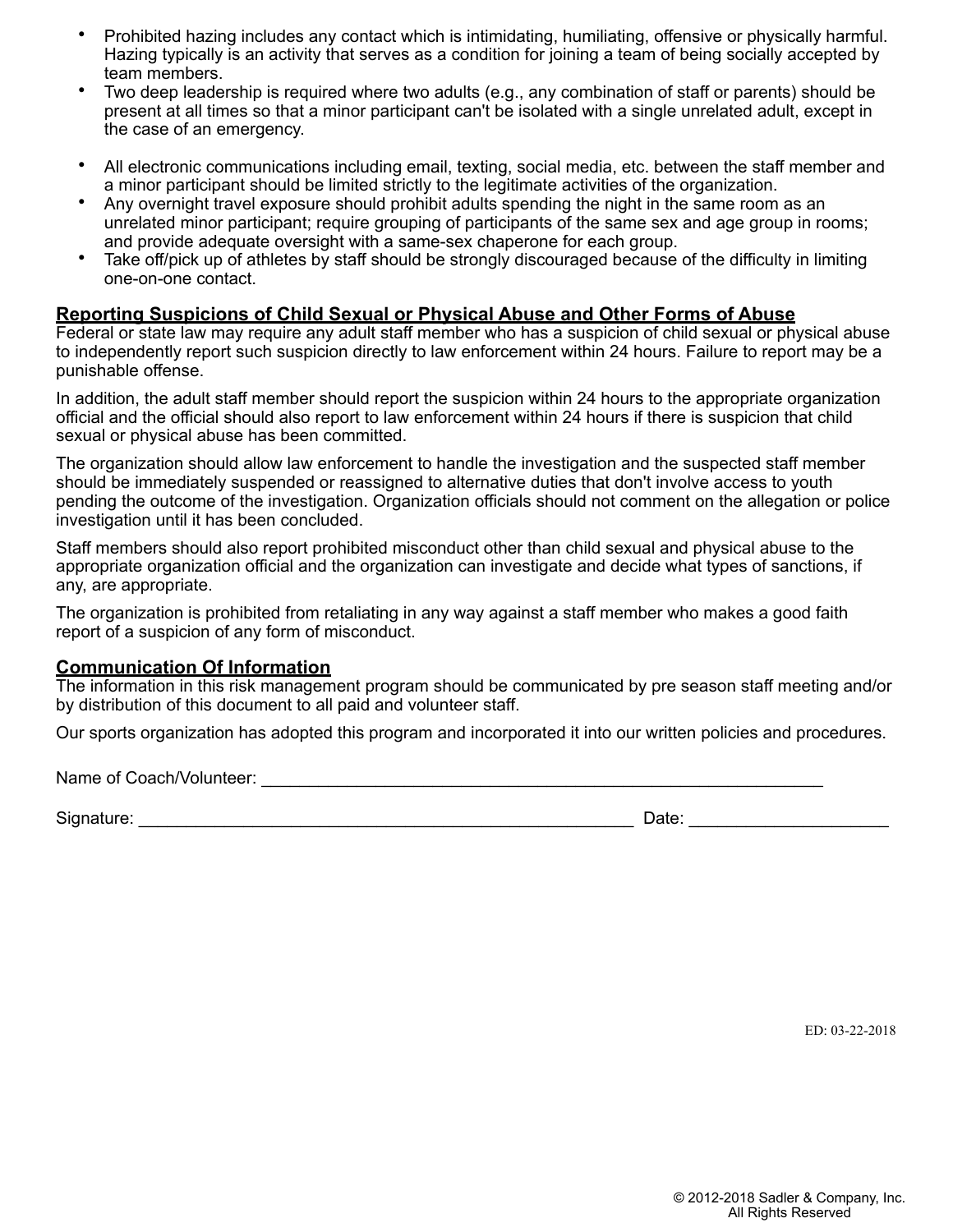- Prohibited hazing includes any contact which is intimidating, humiliating, offensive or physically harmful. Hazing typically is an activity that serves as a condition for joining a team of being socially accepted by team members.
- Two deep leadership is required where two adults (e.g., any combination of staff or parents) should be present at all times so that a minor participant can't be isolated with a single unrelated adult, except in the case of an emergency.
- All electronic communications including email, texting, social media, etc. between the staff member and a minor participant should be limited strictly to the legitimate activities of the organization.
- Any overnight travel exposure should prohibit adults spending the night in the same room as an unrelated minor participant; require grouping of participants of the same sex and age group in rooms; and provide adequate oversight with a same-sex chaperone for each group.
- Take off/pick up of athletes by staff should be strongly discouraged because of the difficulty in limiting one-on-one contact.

## Reporting Suspicions of Child Sexual or Physical Abuse and Other Forms of Abuse

Federal or state law may require any adult staff member who has a suspicion of child sexual or physical abuse to independently report such suspicion directly to law enforcement within 24 hours. Failure to report may be a punishable offense.

In addition, the adult staff member should report the suspicion within 24 hours to the appropriate organization official and the official should also report to law enforcement within 24 hours if there is suspicion that child sexual or physical abuse has been committed.

The organization should allow law enforcement to handle the investigation and the suspected staff member should be immediately suspended or reassigned to alternative duties that don't involve access to youth pending the outcome of the investigation. Organization officials should not comment on the allegation or police investigation until it has been concluded.

Staff members should also report prohibited misconduct other than child sexual and physical abuse to the appropriate organization official and the organization can investigate and decide what types of sanctions, if any, are appropriate.

The organization is prohibited from retaliating in any way against a staff member who makes a good faith report of a suspicion of any form of misconduct.

## Communication Of Information

The information in this risk management program should be communicated by pre season staff meeting and/or by distribution of this document to all paid and volunteer staff.

Our sports organization has adopted this program and incorporated it into our written policies and procedures.

Name of Coach/Volunteer: ____________________________________________________________

Signature: _____________________________________________________ Date: ____________________

ED: 03-22-2018

© 2012-2018 Sadler & Company, Inc.
All Rights Reserved